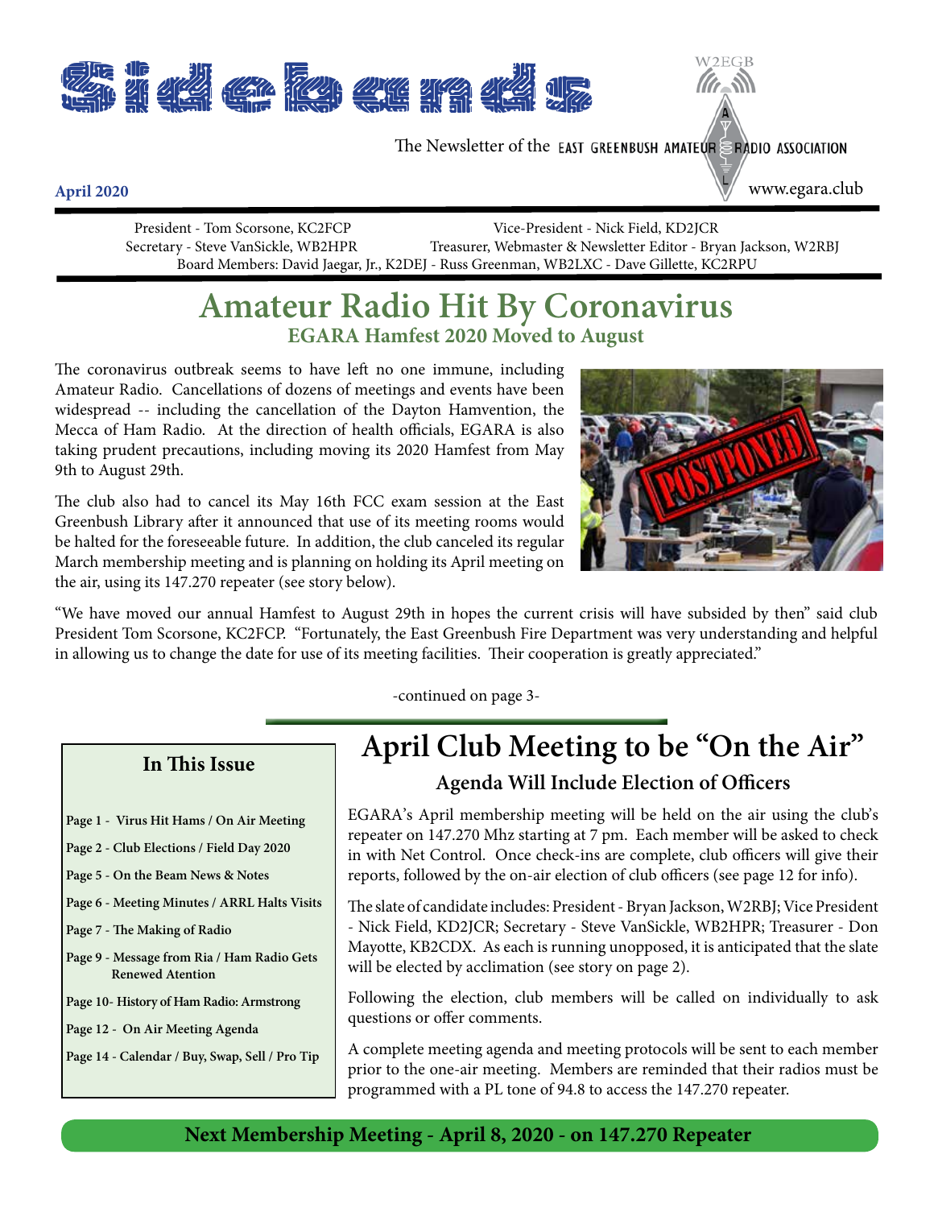# Sidebands

The Newsletter of the EAST GREENBUSH AMATEUR RADIO ASSOCIATION

W2EGB

**April 2020**

www.egara.club

President - Tom Scorsone, KC2FCP　　Vice-President - Nick Field, KD2JCR
Secretary - Steve VanSickle, WB2HPR　　Treasurer, Webmaster & Newsletter Editor - Bryan Jackson, W2RBJ
Board Members: David Jaegar, Jr., K2DEJ - Russ Greenman, WB2LXC - Dave Gillette, KC2RPU

## Amateur Radio Hit By Coronavirus

### EGARA Hamfest 2020 Moved to August

The coronavirus outbreak seems to have left no one immune, including Amateur Radio. Cancellations of dozens of meetings and events have been widespread -- including the cancellation of the Dayton Hamvention, the Mecca of Ham Radio. At the direction of health officials, EGARA is also taking prudent precautions, including moving its 2020 Hamfest from May 9th to August 29th.

The club also had to cancel its May 16th FCC exam session at the East Greenbush Library after it announced that use of its meeting rooms would be halted for the foreseeable future. In addition, the club canceled its regular March membership meeting and is planning on holding its April meeting on the air, using its 147.270 repeater (see story below).

"We have moved our annual Hamfest to August 29th in hopes the current crisis will have subsided by then" said club President Tom Scorsone, KC2FCP. "Fortunately, the East Greenbush Fire Department was very understanding and helpful in allowing us to change the date for use of its meeting facilities. Their cooperation is greatly appreciated."

-continued on page 3-

### In This Issue

- Page 1 - Virus Hit Hams / On Air Meeting
- Page 2 - Club Elections / Field Day 2020
- Page 5 - On the Beam News & Notes
- Page 6 - Meeting Minutes / ARRL Halts Visits
- Page 7 - The Making of Radio
- Page 9 - Message from Ria / Ham Radio Gets Renewed Atention
- Page 10- History of Ham Radio: Armstrong
- Page 12 - On Air Meeting Agenda
- Page 14 - Calendar / Buy, Swap, Sell / Pro Tip

## April Club Meeting to be "On the Air"

### Agenda Will Include Election of Officers

EGARA's April membership meeting will be held on the air using the club's repeater on 147.270 Mhz starting at 7 pm. Each member will be asked to check in with Net Control. Once check-ins are complete, club officers will give their reports, followed by the on-air election of club officers (see page 12 for info).

The slate of candidate includes: President - Bryan Jackson, W2RBJ; Vice President - Nick Field, KD2JCR; Secretary - Steve VanSickle, WB2HPR; Treasurer - Don Mayotte, KB2CDX. As each is running unopposed, it is anticipated that the slate will be elected by acclimation (see story on page 2).

Following the election, club members will be called on individually to ask questions or offer comments.

A complete meeting agenda and meeting protocols will be sent to each member prior to the one-air meeting. Members are reminded that their radios must be programmed with a PL tone of 94.8 to access the 147.270 repeater.

**Next Membership Meeting - April 8, 2020 - on 147.270 Repeater**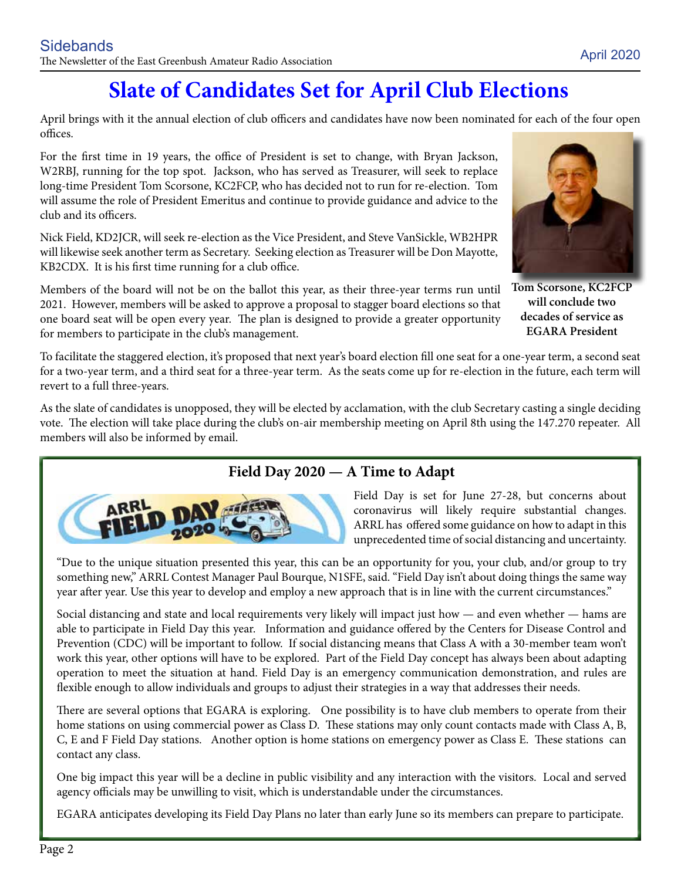# Slate of Candidates Set for April Club Elections

April brings with it the annual election of club officers and candidates have now been nominated for each of the four open offices.

For the first time in 19 years, the office of President is set to change, with Bryan Jackson, W2RBJ, running for the top spot. Jackson, who has served as Treasurer, will seek to replace long-time President Tom Scorsone, KC2FCP, who has decided not to run for re-election. Tom will assume the role of President Emeritus and continue to provide guidance and advice to the club and its officers.

Nick Field, KD2JCR, will seek re-election as the Vice President, and Steve VanSickle, WB2HPR will likewise seek another term as Secretary. Seeking election as Treasurer will be Don Mayotte, KB2CDX. It is his first time running for a club office.

**Tom Scorsone, KC2FCP will conclude two decades of service as EGARA President**

Members of the board will not be on the ballot this year, as their three-year terms run until 2021. However, members will be asked to approve a proposal to stagger board elections so that one board seat will be open every year. The plan is designed to provide a greater opportunity for members to participate in the club's management.

To facilitate the staggered election, it's proposed that next year's board election fill one seat for a one-year term, a second seat for a two-year term, and a third seat for a three-year term. As the seats come up for re-election in the future, each term will revert to a full three-years.

As the slate of candidates is unopposed, they will be elected by acclamation, with the club Secretary casting a single deciding vote. The election will take place during the club's on-air membership meeting on April 8th using the 147.270 repeater. All members will also be informed by email.

## Field Day 2020 — A Time to Adapt

Field Day is set for June 27-28, but concerns about coronavirus will likely require substantial changes. ARRL has offered some guidance on how to adapt in this unprecedented time of social distancing and uncertainty.

"Due to the unique situation presented this year, this can be an opportunity for you, your club, and/or group to try something new," ARRL Contest Manager Paul Bourque, N1SFE, said. "Field Day isn't about doing things the same way year after year. Use this year to develop and employ a new approach that is in line with the current circumstances."

Social distancing and state and local requirements very likely will impact just how — and even whether — hams are able to participate in Field Day this year. Information and guidance offered by the Centers for Disease Control and Prevention (CDC) will be important to follow. If social distancing means that Class A with a 30-member team won't work this year, other options will have to be explored. Part of the Field Day concept has always been about adapting operation to meet the situation at hand. Field Day is an emergency communication demonstration, and rules are flexible enough to allow individuals and groups to adjust their strategies in a way that addresses their needs.

There are several options that EGARA is exploring. One possibility is to have club members to operate from their home stations on using commercial power as Class D. These stations may only count contacts made with Class A, B, C, E and F Field Day stations. Another option is home stations on emergency power as Class E. These stations can contact any class.

One big impact this year will be a decline in public visibility and any interaction with the visitors. Local and served agency officials may be unwilling to visit, which is understandable under the circumstances.

EGARA anticipates developing its Field Day Plans no later than early June so its members can prepare to participate.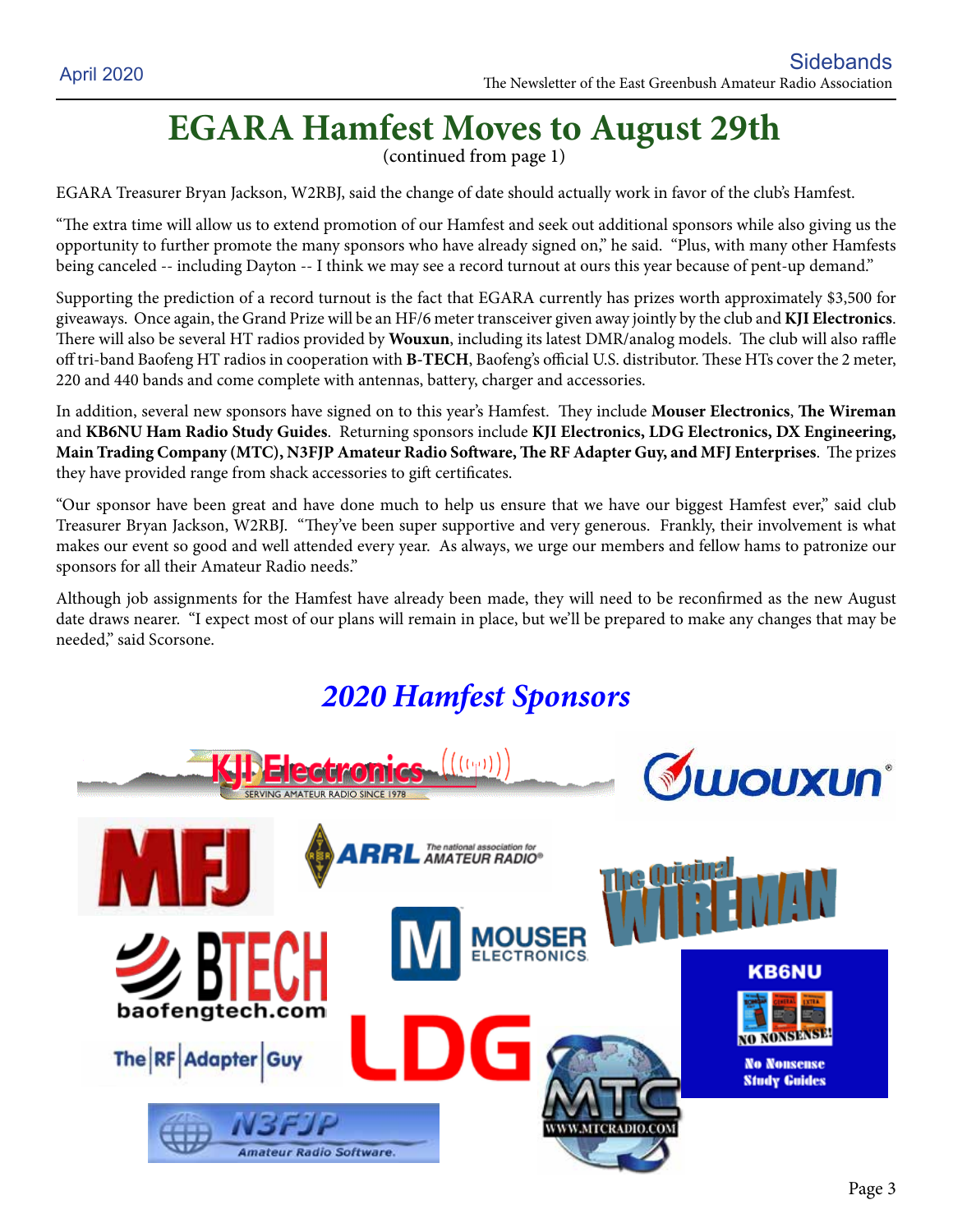# EGARA Hamfest Moves to August 29th

(continued from page 1)

EGARA Treasurer Bryan Jackson, W2RBJ, said the change of date should actually work in favor of the club's Hamfest.

"The extra time will allow us to extend promotion of our Hamfest and seek out additional sponsors while also giving us the opportunity to further promote the many sponsors who have already signed on," he said. "Plus, with many other Hamfests being canceled -- including Dayton -- I think we may see a record turnout at ours this year because of pent-up demand."

Supporting the prediction of a record turnout is the fact that EGARA currently has prizes worth approximately $3,500 for giveaways. Once again, the Grand Prize will be an HF/6 meter transceiver given away jointly by the club and **KJI Electronics**. There will also be several HT radios provided by **Wouxun**, including its latest DMR/analog models. The club will also raffle off tri-band Baofeng HT radios in cooperation with **B-TECH**, Baofeng's official U.S. distributor. These HTs cover the 2 meter, 220 and 440 bands and come complete with antennas, battery, charger and accessories.

In addition, several new sponsors have signed on to this year's Hamfest. They include **Mouser Electronics**, **The Wireman** and **KB6NU Ham Radio Study Guides**. Returning sponsors include **KJI Electronics, LDG Electronics, DX Engineering, Main Trading Company (MTC), N3FJP Amateur Radio Software, The RF Adapter Guy, and MFJ Enterprises**. The prizes they have provided range from shack accessories to gift certificates.

"Our sponsor have been great and have done much to help us ensure that we have our biggest Hamfest ever," said club Treasurer Bryan Jackson, W2RBJ. "They've been super supportive and very generous. Frankly, their involvement is what makes our event so good and well attended every year. As always, we urge our members and fellow hams to patronize our sponsors for all their Amateur Radio needs."

Although job assignments for the Hamfest have already been made, they will need to be reconfirmed as the new August date draws nearer. "I expect most of our plans will remain in place, but we'll be prepared to make any changes that may be needed," said Scorsone.

## *2020 Hamfest Sponsors*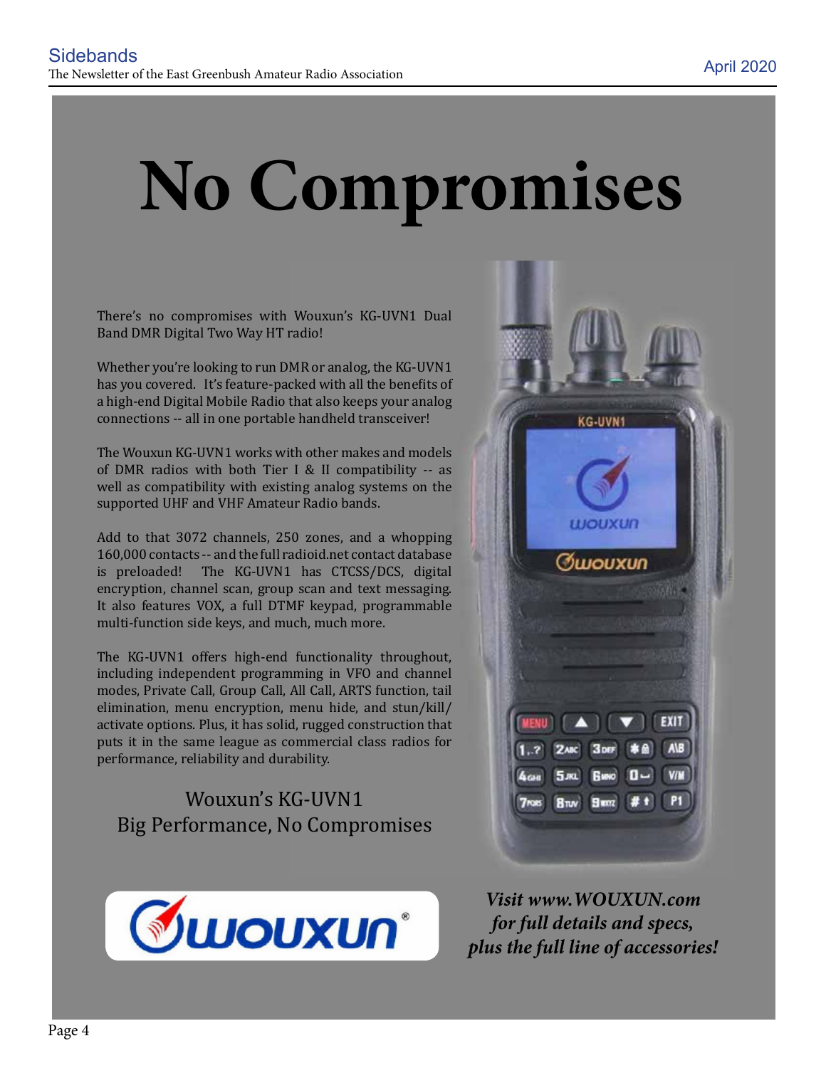# No Compromises

There's no compromises with Wouxun's KG-UVN1 Dual Band DMR Digital Two Way HT radio!

Whether you're looking to run DMR or analog, the KG-UVN1 has you covered. It's feature-packed with all the benefits of a high-end Digital Mobile Radio that also keeps your analog connections -- all in one portable handheld transceiver!

The Wouxun KG-UVN1 works with other makes and models of DMR radios with both Tier I & II compatibility -- as well as compatibility with existing analog systems on the supported UHF and VHF Amateur Radio bands.

Add to that 3072 channels, 250 zones, and a whopping 160,000 contacts -- and the full radioid.net contact database is preloaded! The KG-UVN1 has CTCSS/DCS, digital encryption, channel scan, group scan and text messaging. It also features VOX, a full DTMF keypad, programmable multi-function side keys, and much, much more.

The KG-UVN1 offers high-end functionality throughout, including independent programming in VFO and channel modes, Private Call, Group Call, All Call, ARTS function, tail elimination, menu encryption, menu hide, and stun/kill/activate options. Plus, it has solid, rugged construction that puts it in the same league as commercial class radios for performance, reliability and durability.

Wouxun's KG-UVN1
Big Performance, No Compromises

*Visit www.WOUXUN.com for full details and specs, plus the full line of accessories!*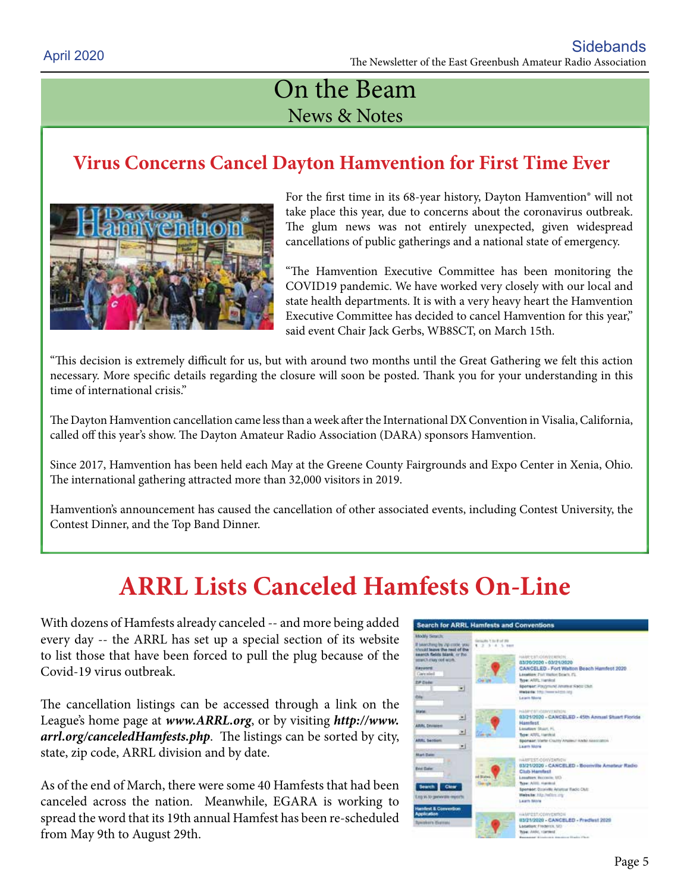# On the Beam

## News & Notes

### Virus Concerns Cancel Dayton Hamvention for First Time Ever

For the first time in its 68-year history, Dayton Hamvention® will not take place this year, due to concerns about the coronavirus outbreak. The glum news was not entirely unexpected, given widespread cancellations of public gatherings and a national state of emergency.

"The Hamvention Executive Committee has been monitoring the COVID19 pandemic. We have worked very closely with our local and state health departments. It is with a very heavy heart the Hamvention Executive Committee has decided to cancel Hamvention for this year," said event Chair Jack Gerbs, WB8SCT, on March 15th.

"This decision is extremely difficult for us, but with around two months until the Great Gathering we felt this action necessary. More specific details regarding the closure will soon be posted. Thank you for your understanding in this time of international crisis."

The Dayton Hamvention cancellation came less than a week after the International DX Convention in Visalia, California, called off this year's show. The Dayton Amateur Radio Association (DARA) sponsors Hamvention.

Since 2017, Hamvention has been held each May at the Greene County Fairgrounds and Expo Center in Xenia, Ohio. The international gathering attracted more than 32,000 visitors in 2019.

Hamvention's announcement has caused the cancellation of other associated events, including Contest University, the Contest Dinner, and the Top Band Dinner.

## ARRL Lists Canceled Hamfests On-Line

With dozens of Hamfests already canceled -- and more being added every day -- the ARRL has set up a special section of its website to list those that have been forced to pull the plug because of the Covid-19 virus outbreak.

The cancellation listings can be accessed through a link on the League's home page at ***www.ARRL.org***, or by visiting ***http://www.arrl.org/canceledHamfests.php***. The listings can be sorted by city, state, zip code, ARRL division and by date.

As of the end of March, there were some 40 Hamfests that had been canceled across the nation. Meanwhile, EGARA is working to spread the word that its 19th annual Hamfest has been re-scheduled from May 9th to August 29th.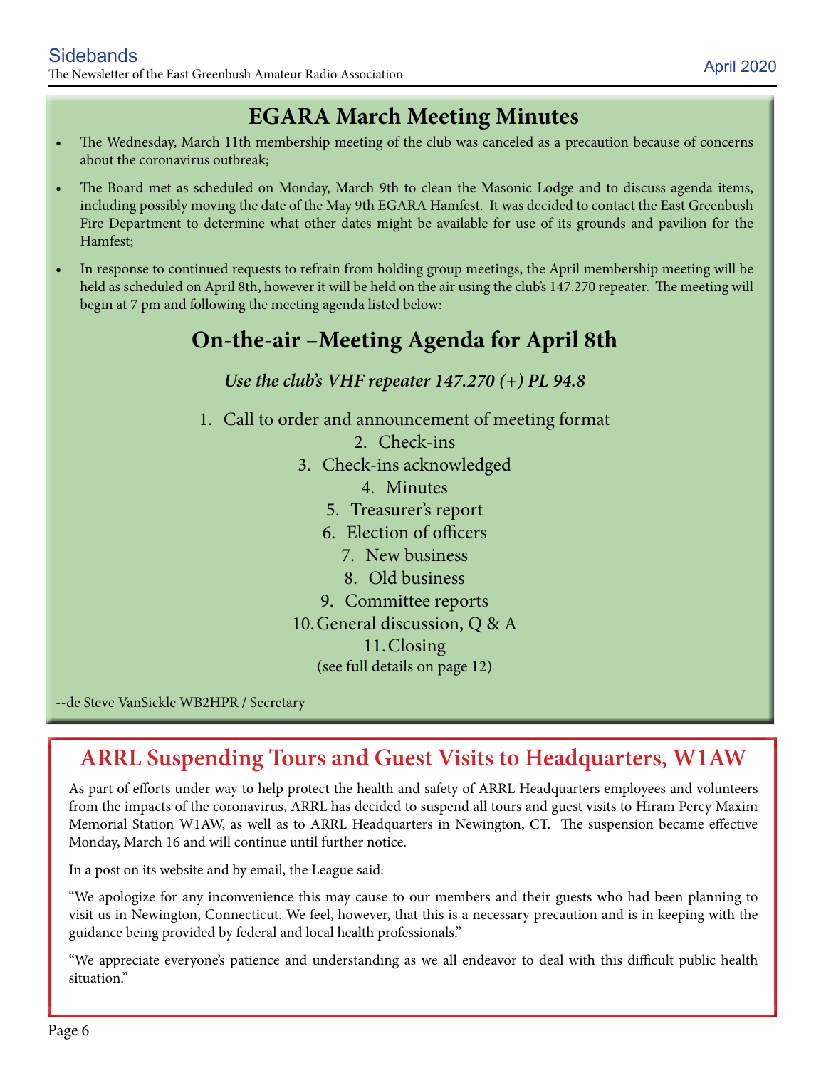# EGARA March Meeting Minutes

- The Wednesday, March 11th membership meeting of the club was canceled as a precaution because of concerns about the coronavirus outbreak;
- The Board met as scheduled on Monday, March 9th to clean the Masonic Lodge and to discuss agenda items, including possibly moving the date of the May 9th EGARA Hamfest. It was decided to contact the East Greenbush Fire Department to determine what other dates might be available for use of its grounds and pavilion for the Hamfest;
- In response to continued requests to refrain from holding group meetings, the April membership meeting will be held as scheduled on April 8th, however it will be held on the air using the club's 147.270 repeater. The meeting will begin at 7 pm and following the meeting agenda listed below:

## On-the-air –Meeting Agenda for April 8th

***Use the club's VHF repeater 147.270 (+) PL 94.8***

1. Call to order and announcement of meeting format
2. Check-ins
3. Check-ins acknowledged
4. Minutes
5. Treasurer's report
6. Election of officers
7. New business
8. Old business
9. Committee reports
10. General discussion, Q & A
11. Closing

(see full details on page 12)

--de Steve VanSickle WB2HPR / Secretary

# ARRL Suspending Tours and Guest Visits to Headquarters, W1AW

As part of efforts under way to help protect the health and safety of ARRL Headquarters employees and volunteers from the impacts of the coronavirus, ARRL has decided to suspend all tours and guest visits to Hiram Percy Maxim Memorial Station W1AW, as well as to ARRL Headquarters in Newington, CT. The suspension became effective Monday, March 16 and will continue until further notice.

In a post on its website and by email, the League said:

"We apologize for any inconvenience this may cause to our members and their guests who had been planning to visit us in Newington, Connecticut. We feel, however, that this is a necessary precaution and is in keeping with the guidance being provided by federal and local health professionals."

"We appreciate everyone's patience and understanding as we all endeavor to deal with this difficult public health situation."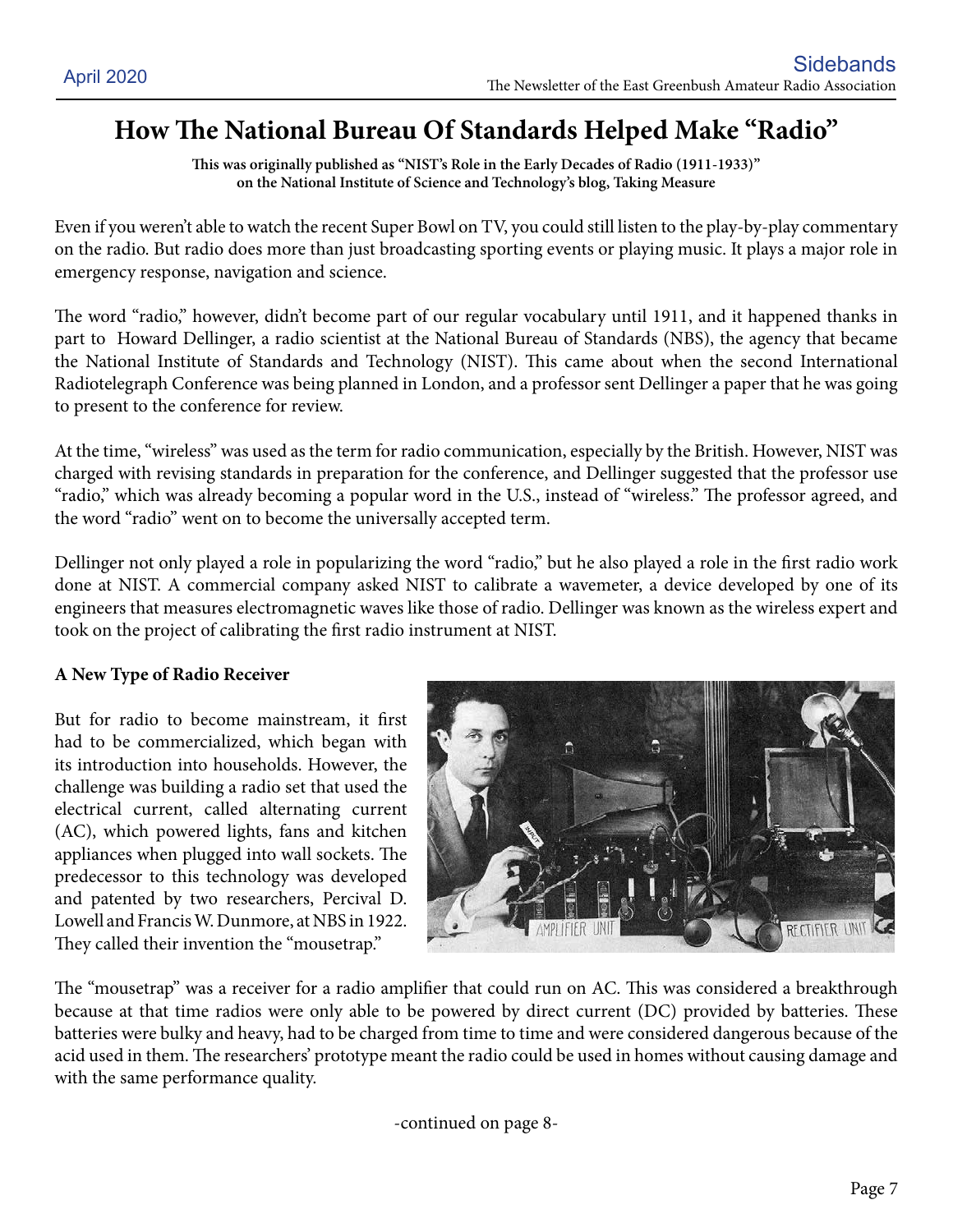# How The National Bureau Of Standards Helped Make "Radio"

**This was originally published as "NIST's Role in the Early Decades of Radio (1911-1933)" on the National Institute of Science and Technology's blog, Taking Measure**

Even if you weren't able to watch the recent Super Bowl on TV, you could still listen to the play-by-play commentary on the radio. But radio does more than just broadcasting sporting events or playing music. It plays a major role in emergency response, navigation and science.

The word "radio," however, didn't become part of our regular vocabulary until 1911, and it happened thanks in part to Howard Dellinger, a radio scientist at the National Bureau of Standards (NBS), the agency that became the National Institute of Standards and Technology (NIST). This came about when the second International Radiotelegraph Conference was being planned in London, and a professor sent Dellinger a paper that he was going to present to the conference for review.

At the time, "wireless" was used as the term for radio communication, especially by the British. However, NIST was charged with revising standards in preparation for the conference, and Dellinger suggested that the professor use "radio," which was already becoming a popular word in the U.S., instead of "wireless." The professor agreed, and the word "radio" went on to become the universally accepted term.

Dellinger not only played a role in popularizing the word "radio," but he also played a role in the first radio work done at NIST. A commercial company asked NIST to calibrate a wavemeter, a device developed by one of its engineers that measures electromagnetic waves like those of radio. Dellinger was known as the wireless expert and took on the project of calibrating the first radio instrument at NIST.

**A New Type of Radio Receiver**

But for radio to become mainstream, it first had to be commercialized, which began with its introduction into households. However, the challenge was building a radio set that used the electrical current, called alternating current (AC), which powered lights, fans and kitchen appliances when plugged into wall sockets. The predecessor to this technology was developed and patented by two researchers, Percival D. Lowell and Francis W. Dunmore, at NBS in 1922. They called their invention the "mousetrap."

The "mousetrap" was a receiver for a radio amplifier that could run on AC. This was considered a breakthrough because at that time radios were only able to be powered by direct current (DC) provided by batteries. These batteries were bulky and heavy, had to be charged from time to time and were considered dangerous because of the acid used in them. The researchers' prototype meant the radio could be used in homes without causing damage and with the same performance quality.

-continued on page 8-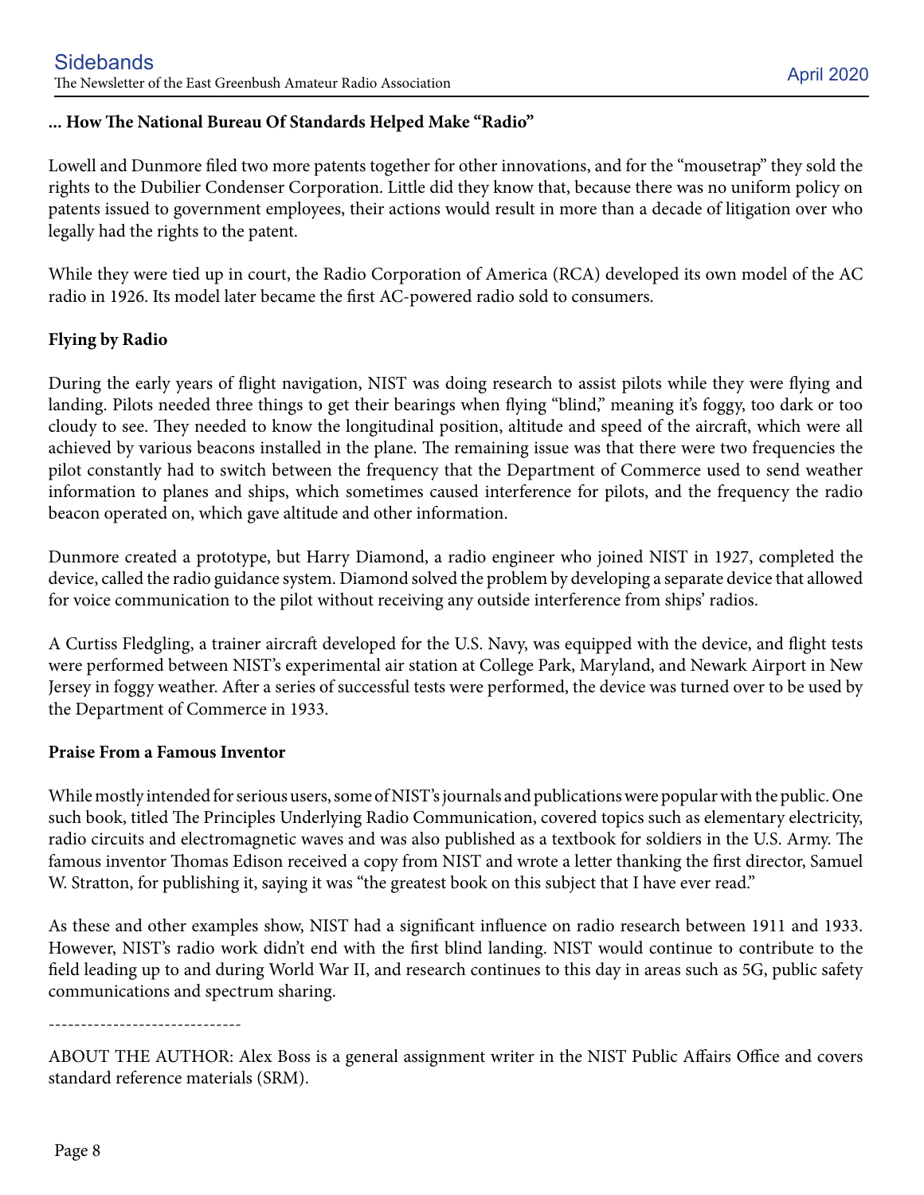**... How The National Bureau Of Standards Helped Make "Radio"**

Lowell and Dunmore filed two more patents together for other innovations, and for the "mousetrap" they sold the rights to the Dubilier Condenser Corporation. Little did they know that, because there was no uniform policy on patents issued to government employees, their actions would result in more than a decade of litigation over who legally had the rights to the patent.

While they were tied up in court, the Radio Corporation of America (RCA) developed its own model of the AC radio in 1926. Its model later became the first AC-powered radio sold to consumers.

**Flying by Radio**

During the early years of flight navigation, NIST was doing research to assist pilots while they were flying and landing. Pilots needed three things to get their bearings when flying "blind," meaning it's foggy, too dark or too cloudy to see. They needed to know the longitudinal position, altitude and speed of the aircraft, which were all achieved by various beacons installed in the plane. The remaining issue was that there were two frequencies the pilot constantly had to switch between the frequency that the Department of Commerce used to send weather information to planes and ships, which sometimes caused interference for pilots, and the frequency the radio beacon operated on, which gave altitude and other information.

Dunmore created a prototype, but Harry Diamond, a radio engineer who joined NIST in 1927, completed the device, called the radio guidance system. Diamond solved the problem by developing a separate device that allowed for voice communication to the pilot without receiving any outside interference from ships' radios.

A Curtiss Fledgling, a trainer aircraft developed for the U.S. Navy, was equipped with the device, and flight tests were performed between NIST's experimental air station at College Park, Maryland, and Newark Airport in New Jersey in foggy weather. After a series of successful tests were performed, the device was turned over to be used by the Department of Commerce in 1933.

**Praise From a Famous Inventor**

While mostly intended for serious users, some of NIST's journals and publications were popular with the public. One such book, titled The Principles Underlying Radio Communication, covered topics such as elementary electricity, radio circuits and electromagnetic waves and was also published as a textbook for soldiers in the U.S. Army. The famous inventor Thomas Edison received a copy from NIST and wrote a letter thanking the first director, Samuel W. Stratton, for publishing it, saying it was "the greatest book on this subject that I have ever read."

As these and other examples show, NIST had a significant influence on radio research between 1911 and 1933. However, NIST's radio work didn't end with the first blind landing. NIST would continue to contribute to the field leading up to and during World War II, and research continues to this day in areas such as 5G, public safety communications and spectrum sharing.

------------------------------

ABOUT THE AUTHOR: Alex Boss is a general assignment writer in the NIST Public Affairs Office and covers standard reference materials (SRM).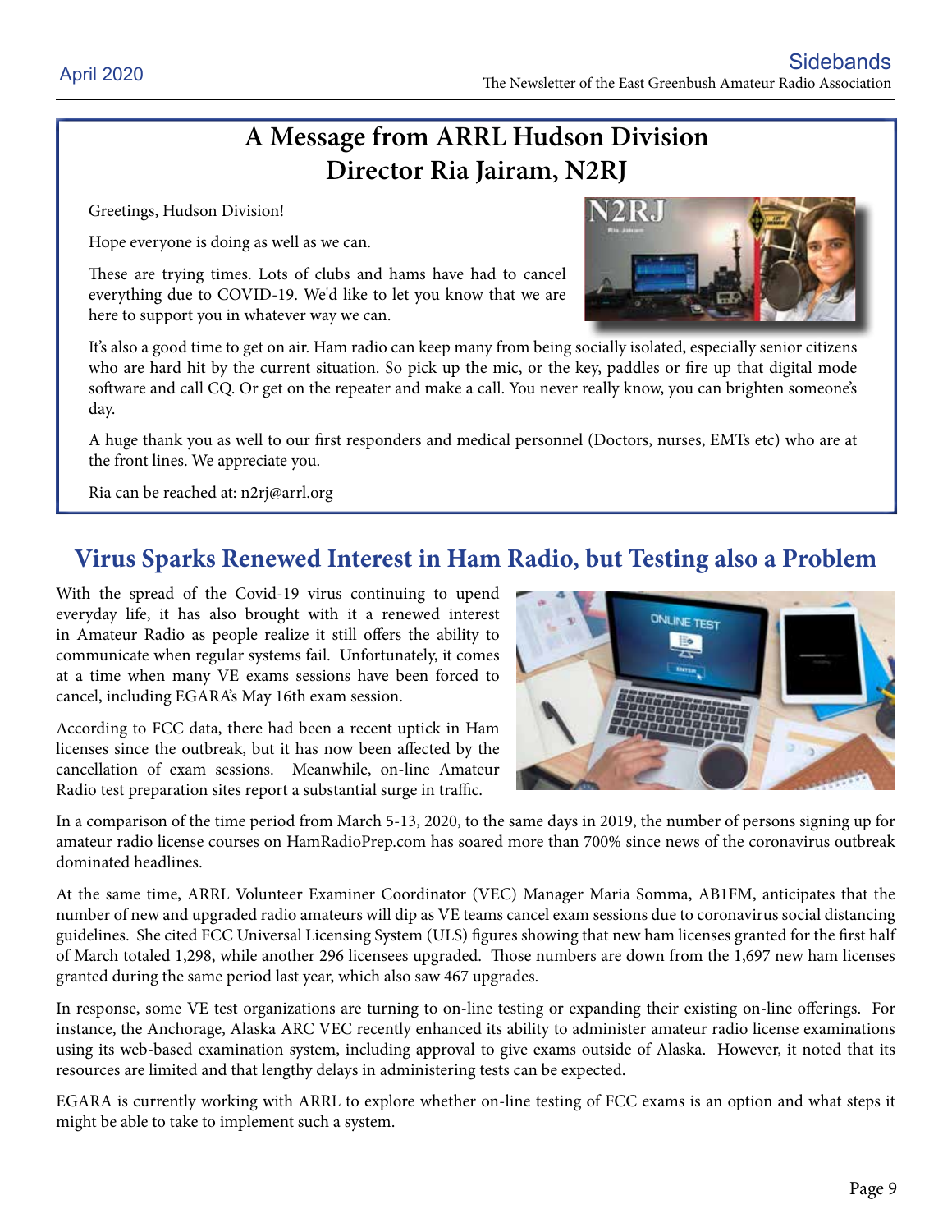# A Message from ARRL Hudson Division Director Ria Jairam, N2RJ

Greetings, Hudson Division!

Hope everyone is doing as well as we can.

These are trying times. Lots of clubs and hams have had to cancel everything due to COVID-19. We'd like to let you know that we are here to support you in whatever way we can.

It's also a good time to get on air. Ham radio can keep many from being socially isolated, especially senior citizens who are hard hit by the current situation. So pick up the mic, or the key, paddles or fire up that digital mode software and call CQ. Or get on the repeater and make a call. You never really know, you can brighten someone's day.

A huge thank you as well to our first responders and medical personnel (Doctors, nurses, EMTs etc) who are at the front lines. We appreciate you.

Ria can be reached at: n2rj@arrl.org

## Virus Sparks Renewed Interest in Ham Radio, but Testing also a Problem

With the spread of the Covid-19 virus continuing to upend everyday life, it has also brought with it a renewed interest in Amateur Radio as people realize it still offers the ability to communicate when regular systems fail. Unfortunately, it comes at a time when many VE exams sessions have been forced to cancel, including EGARA's May 16th exam session.

According to FCC data, there had been a recent uptick in Ham licenses since the outbreak, but it has now been affected by the cancellation of exam sessions. Meanwhile, on-line Amateur Radio test preparation sites report a substantial surge in traffic.

In a comparison of the time period from March 5-13, 2020, to the same days in 2019, the number of persons signing up for amateur radio license courses on HamRadioPrep.com has soared more than 700% since news of the coronavirus outbreak dominated headlines.

At the same time, ARRL Volunteer Examiner Coordinator (VEC) Manager Maria Somma, AB1FM, anticipates that the number of new and upgraded radio amateurs will dip as VE teams cancel exam sessions due to coronavirus social distancing guidelines. She cited FCC Universal Licensing System (ULS) figures showing that new ham licenses granted for the first half of March totaled 1,298, while another 296 licensees upgraded. Those numbers are down from the 1,697 new ham licenses granted during the same period last year, which also saw 467 upgrades.

In response, some VE test organizations are turning to on-line testing or expanding their existing on-line offerings. For instance, the Anchorage, Alaska ARC VEC recently enhanced its ability to administer amateur radio license examinations using its web-based examination system, including approval to give exams outside of Alaska. However, it noted that its resources are limited and that lengthy delays in administering tests can be expected.

EGARA is currently working with ARRL to explore whether on-line testing of FCC exams is an option and what steps it might be able to take to implement such a system.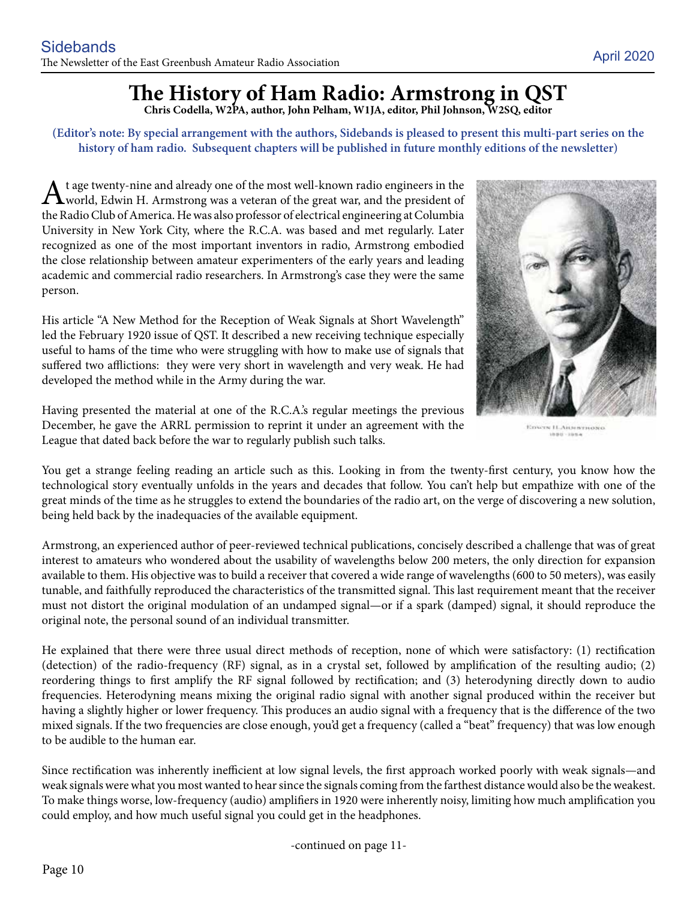# The History of Ham Radio: Armstrong in QST

**Chris Codella, W2PA, author, John Pelham, W1JA, editor, Phil Johnson, W2SQ, editor**

**(Editor's note: By special arrangement with the authors, Sidebands is pleased to present this multi-part series on the history of ham radio. Subsequent chapters will be published in future monthly editions of the newsletter)**

At age twenty-nine and already one of the most well-known radio engineers in the world, Edwin H. Armstrong was a veteran of the great war, and the president of the Radio Club of America. He was also professor of electrical engineering at Columbia University in New York City, where the R.C.A. was based and met regularly. Later recognized as one of the most important inventors in radio, Armstrong embodied the close relationship between amateur experimenters of the early years and leading academic and commercial radio researchers. In Armstrong's case they were the same person.

Edwin H. Armstrong
1890 - 1954

His article "A New Method for the Reception of Weak Signals at Short Wavelength" led the February 1920 issue of QST. It described a new receiving technique especially useful to hams of the time who were struggling with how to make use of signals that suffered two afflictions: they were very short in wavelength and very weak. He had developed the method while in the Army during the war.

Having presented the material at one of the R.C.A.'s regular meetings the previous December, he gave the ARRL permission to reprint it under an agreement with the League that dated back before the war to regularly publish such talks.

You get a strange feeling reading an article such as this. Looking in from the twenty-first century, you know how the technological story eventually unfolds in the years and decades that follow. You can't help but empathize with one of the great minds of the time as he struggles to extend the boundaries of the radio art, on the verge of discovering a new solution, being held back by the inadequacies of the available equipment.

Armstrong, an experienced author of peer-reviewed technical publications, concisely described a challenge that was of great interest to amateurs who wondered about the usability of wavelengths below 200 meters, the only direction for expansion available to them. His objective was to build a receiver that covered a wide range of wavelengths (600 to 50 meters), was easily tunable, and faithfully reproduced the characteristics of the transmitted signal. This last requirement meant that the receiver must not distort the original modulation of an undamped signal—or if a spark (damped) signal, it should reproduce the original note, the personal sound of an individual transmitter.

He explained that there were three usual direct methods of reception, none of which were satisfactory: (1) rectification (detection) of the radio-frequency (RF) signal, as in a crystal set, followed by amplification of the resulting audio; (2) reordering things to first amplify the RF signal followed by rectification; and (3) heterodyning directly down to audio frequencies. Heterodyning means mixing the original radio signal with another signal produced within the receiver but having a slightly higher or lower frequency. This produces an audio signal with a frequency that is the difference of the two mixed signals. If the two frequencies are close enough, you'd get a frequency (called a "beat" frequency) that was low enough to be audible to the human ear.

Since rectification was inherently inefficient at low signal levels, the first approach worked poorly with weak signals—and weak signals were what you most wanted to hear since the signals coming from the farthest distance would also be the weakest. To make things worse, low-frequency (audio) amplifiers in 1920 were inherently noisy, limiting how much amplification you could employ, and how much useful signal you could get in the headphones.

-continued on page 11-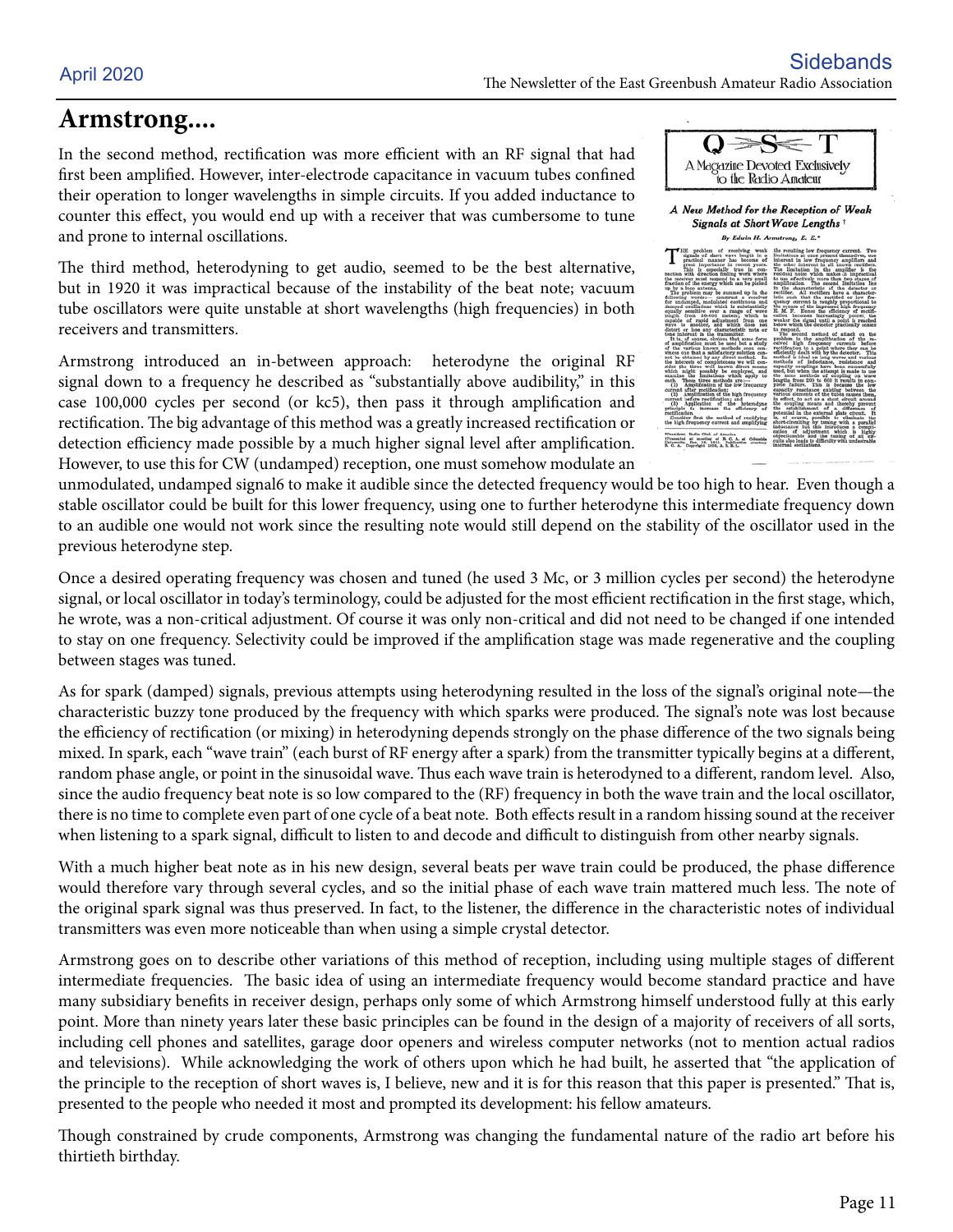# Armstrong....

In the second method, rectification was more efficient with an RF signal that had first been amplified. However, inter-electrode capacitance in vacuum tubes confined their operation to longer wavelengths in simple circuits. If you added inductance to counter this effect, you would end up with a receiver that was cumbersome to tune and prone to internal oscillations.

The third method, heterodyning to get audio, seemed to be the best alternative, but in 1920 it was impractical because of the instability of the beat note; vacuum tube oscillators were quite unstable at short wavelengths (high frequencies) in both receivers and transmitters.

Armstrong introduced an in-between approach: heterodyne the original RF signal down to a frequency he described as "substantially above audibility," in this case 100,000 cycles per second (or kc5), then pass it through amplification and rectification. The big advantage of this method was a greatly increased rectification or detection efficiency made possible by a much higher signal level after amplification. However, to use this for CW (undamped) reception, one must somehow modulate an unmodulated, undamped signal6 to make it audible since the detected frequency would be too high to hear. Even though a stable oscillator could be built for this lower frequency, using one to further heterodyne this intermediate frequency down to an audible one would not work since the resulting note would still depend on the stability of the oscillator used in the previous heterodyne step.

Once a desired operating frequency was chosen and tuned (he used 3 Mc, or 3 million cycles per second) the heterodyne signal, or local oscillator in today's terminology, could be adjusted for the most efficient rectification in the first stage, which, he wrote, was a non-critical adjustment. Of course it was only non-critical and did not need to be changed if one intended to stay on one frequency. Selectivity could be improved if the amplification stage was made regenerative and the coupling between stages was tuned.

As for spark (damped) signals, previous attempts using heterodyning resulted in the loss of the signal's original note—the characteristic buzzy tone produced by the frequency with which sparks were produced. The signal's note was lost because the efficiency of rectification (or mixing) in heterodyning depends strongly on the phase difference of the two signals being mixed. In spark, each "wave train" (each burst of RF energy after a spark) from the transmitter typically begins at a different, random phase angle, or point in the sinusoidal wave. Thus each wave train is heterodyned to a different, random level. Also, since the audio frequency beat note is so low compared to the (RF) frequency in both the wave train and the local oscillator, there is no time to complete even part of one cycle of a beat note. Both effects result in a random hissing sound at the receiver when listening to a spark signal, difficult to listen to and decode and difficult to distinguish from other nearby signals.

With a much higher beat note as in his new design, several beats per wave train could be produced, the phase difference would therefore vary through several cycles, and so the initial phase of each wave train mattered much less. The note of the original spark signal was thus preserved. In fact, to the listener, the difference in the characteristic notes of individual transmitters was even more noticeable than when using a simple crystal detector.

Armstrong goes on to describe other variations of this method of reception, including using multiple stages of different intermediate frequencies. The basic idea of using an intermediate frequency would become standard practice and have many subsidiary benefits in receiver design, perhaps only some of which Armstrong himself understood fully at this early point. More than ninety years later these basic principles can be found in the design of a majority of receivers of all sorts, including cell phones and satellites, garage door openers and wireless computer networks (not to mention actual radios and televisions). While acknowledging the work of others upon which he had built, he asserted that "the application of the principle to the reception of short waves is, I believe, new and it is for this reason that this paper is presented." That is, presented to the people who needed it most and prompted its development: his fellow amateurs.

Though constrained by crude components, Armstrong was changing the fundamental nature of the radio art before his thirtieth birthday.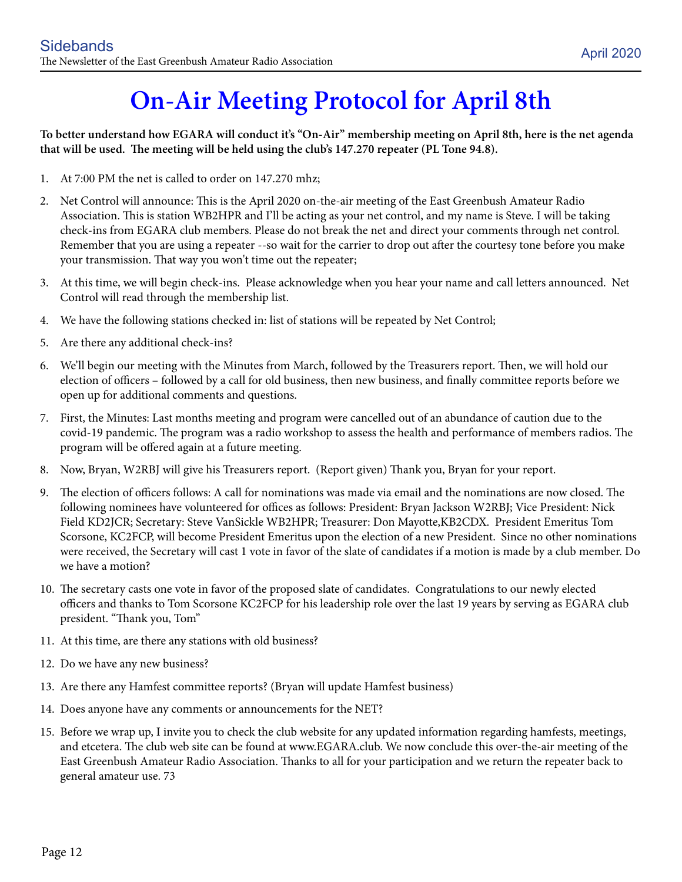# On-Air Meeting Protocol for April 8th

**To better understand how EGARA will conduct it's "On-Air" membership meeting on April 8th, here is the net agenda that will be used. The meeting will be held using the club's 147.270 repeater (PL Tone 94.8).**

1. At 7:00 PM the net is called to order on 147.270 mhz;
2. Net Control will announce: This is the April 2020 on-the-air meeting of the East Greenbush Amateur Radio Association. This is station WB2HPR and I'll be acting as your net control, and my name is Steve. I will be taking check-ins from EGARA club members. Please do not break the net and direct your comments through net control. Remember that you are using a repeater --so wait for the carrier to drop out after the courtesy tone before you make your transmission. That way you won't time out the repeater;
3. At this time, we will begin check-ins. Please acknowledge when you hear your name and call letters announced. Net Control will read through the membership list.
4. We have the following stations checked in: list of stations will be repeated by Net Control;
5. Are there any additional check-ins?
6. We'll begin our meeting with the Minutes from March, followed by the Treasurers report. Then, we will hold our election of officers – followed by a call for old business, then new business, and finally committee reports before we open up for additional comments and questions.
7. First, the Minutes: Last months meeting and program were cancelled out of an abundance of caution due to the covid-19 pandemic. The program was a radio workshop to assess the health and performance of members radios. The program will be offered again at a future meeting.
8. Now, Bryan, W2RBJ will give his Treasurers report. (Report given) Thank you, Bryan for your report.
9. The election of officers follows: A call for nominations was made via email and the nominations are now closed. The following nominees have volunteered for offices as follows: President: Bryan Jackson W2RBJ; Vice President: Nick Field KD2JCR; Secretary: Steve VanSickle WB2HPR; Treasurer: Don Mayotte,KB2CDX. President Emeritus Tom Scorsone, KC2FCP, will become President Emeritus upon the election of a new President. Since no other nominations were received, the Secretary will cast 1 vote in favor of the slate of candidates if a motion is made by a club member. Do we have a motion?
10. The secretary casts one vote in favor of the proposed slate of candidates. Congratulations to our newly elected officers and thanks to Tom Scorsone KC2FCP for his leadership role over the last 19 years by serving as EGARA club president. "Thank you, Tom"
11. At this time, are there any stations with old business?
12. Do we have any new business?
13. Are there any Hamfest committee reports? (Bryan will update Hamfest business)
14. Does anyone have any comments or announcements for the NET?
15. Before we wrap up, I invite you to check the club website for any updated information regarding hamfests, meetings, and etcetera. The club web site can be found at www.EGARA.club. We now conclude this over-the-air meeting of the East Greenbush Amateur Radio Association. Thanks to all for your participation and we return the repeater back to general amateur use. 73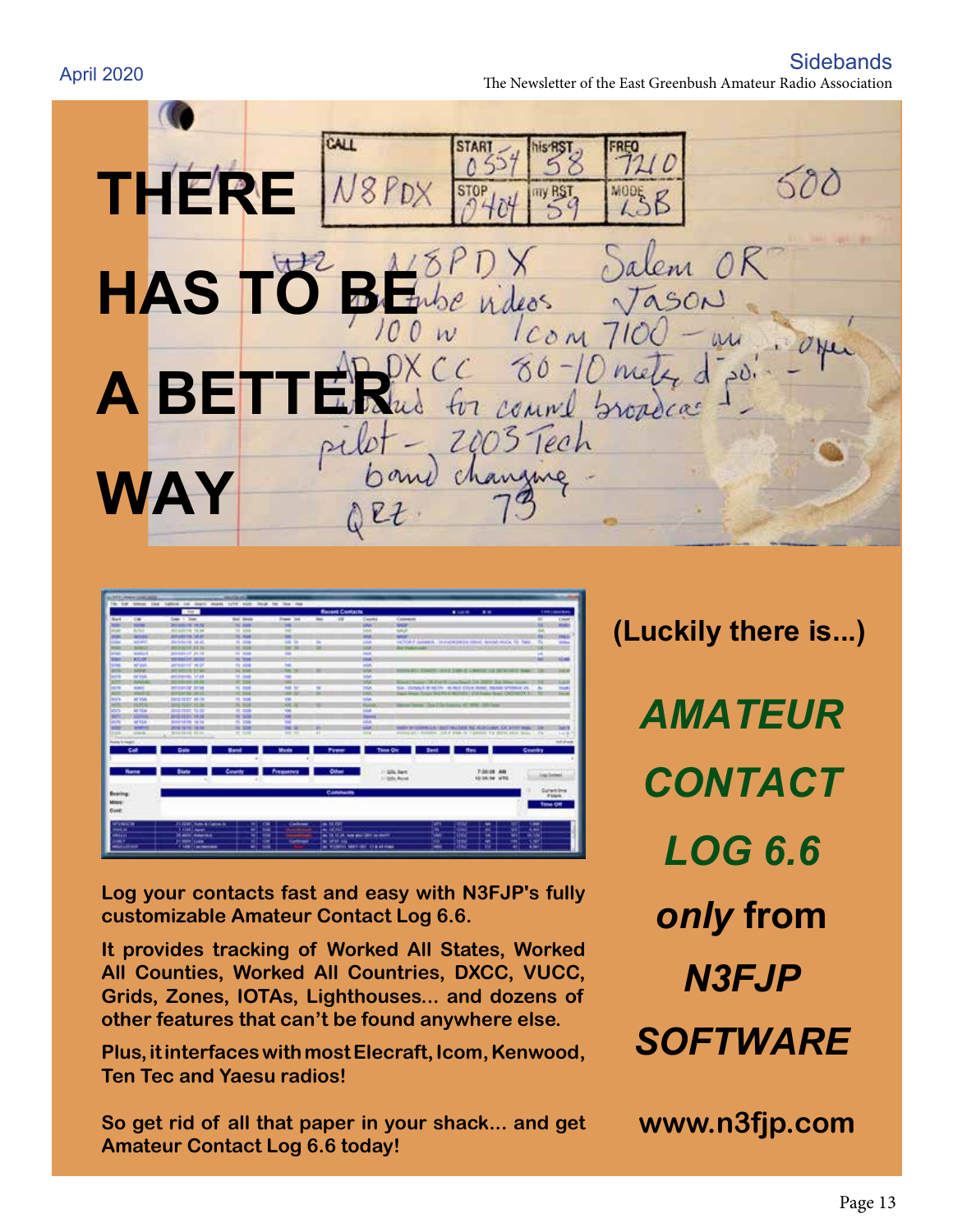# THERE HAS TO BE A BETTER WAY

(Luckily there is...)

**AMATEUR CONTACT LOG 6.6** ***only*** **from N3FJP SOFTWARE**

**Log your contacts fast and easy with N3FJP's fully customizable Amateur Contact Log 6.6.**

**It provides tracking of Worked All States, Worked All Counties, Worked All Countries, DXCC, VUCC, Grids, Zones, IOTAs, Lighthouses... and dozens of other features that can't be found anywhere else.**

**Plus, it interfaces with most Elecraft, Icom, Kenwood, Ten Tec and Yaesu radios!**

**So get rid of all that paper in your shack... and get Amateur Contact Log 6.6 today!**

**www.n3fjp.com**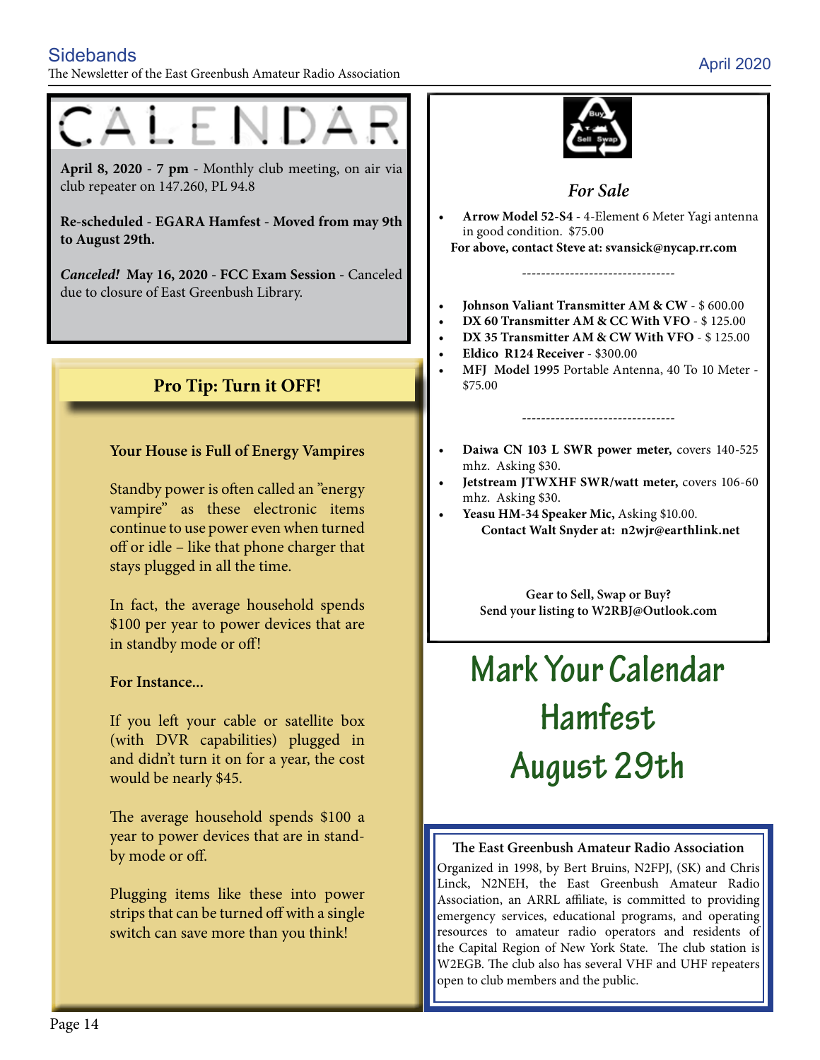# CALENDAR

**April 8, 2020 - 7 pm** - Monthly club meeting, on air via club repeater on 147.260, PL 94.8

**Re-scheduled - EGARA Hamfest - Moved from may 9th to August 29th.**

***Canceled!* May 16, 2020 - FCC Exam Session** - Canceled due to closure of East Greenbush Library.

## Pro Tip: Turn it OFF!

**Your House is Full of Energy Vampires**

Standby power is often called an "energy vampire" as these electronic items continue to use power even when turned off or idle – like that phone charger that stays plugged in all the time.

In fact, the average household spends $100 per year to power devices that are in standby mode or off!

**For Instance...**

If you left your cable or satellite box (with DVR capabilities) plugged in and didn't turn it on for a year, the cost would be nearly $45.

The average household spends $100 a year to power devices that are in standby mode or off.

Plugging items like these into power strips that can be turned off with a single switch can save more than you think!

## *For Sale*

- **Arrow Model 52-S4** - 4-Element 6 Meter Yagi antenna in good condition. $75.00

**For above, contact Steve at: svansick@nycap.rr.com**

--------------------------------

- **Johnson Valiant Transmitter AM & CW** - $ 600.00
- **DX 60 Transmitter AM & CC With VFO** - $ 125.00
- **DX 35 Transmitter AM & CW With VFO** - $ 125.00
- **Eldico R124 Receiver** - $300.00
- **MFJ Model 1995** Portable Antenna, 40 To 10 Meter - $75.00

--------------------------------

- **Daiwa CN 103 L SWR power meter,** covers 140-525 mhz. Asking $30.
- **Jetstream JTWXHF SWR/watt meter,** covers 106-60 mhz. Asking $30.
- **Yeasu HM-34 Speaker Mic,** Asking $10.00.

**Contact Walt Snyder at: n2wjr@earthlink.net**

**Gear to Sell, Swap or Buy?**
**Send your listing to W2RBJ@Outlook.com**

## Mark Your Calendar
## Hamfest
## August 29th

**The East Greenbush Amateur Radio Association**

Organized in 1998, by Bert Bruins, N2FPJ, (SK) and Chris Linck, N2NEH, the East Greenbush Amateur Radio Association, an ARRL affiliate, is committed to providing emergency services, educational programs, and operating resources to amateur radio operators and residents of the Capital Region of New York State. The club station is W2EGB. The club also has several VHF and UHF repeaters open to club members and the public.